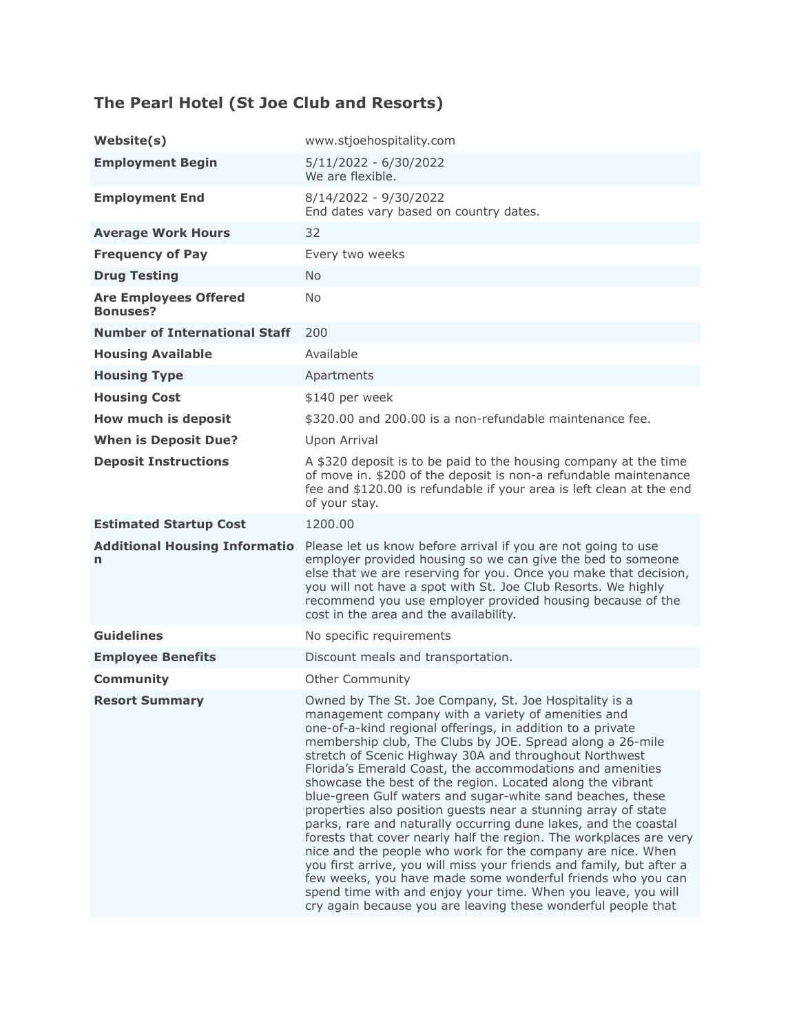## The Pearl Hotel (St Joe Club and Resorts)

| | |
|---|---|
| **Website(s)** | www.stjoehospitality.com |
| **Employment Begin** | 5/11/2022 - 6/30/2022<br>We are flexible. |
| **Employment End** | 8/14/2022 - 9/30/2022<br>End dates vary based on country dates. |
| **Average Work Hours** | 32 |
| **Frequency of Pay** | Every two weeks |
| **Drug Testing** | No |
| **Are Employees Offered Bonuses?** | No |
| **Number of International Staff** | 200 |
| **Housing Available** | Available |
| **Housing Type** | Apartments |
| **Housing Cost** | $140 per week |
| **How much is deposit** | $320.00 and 200.00 is a non-refundable maintenance fee. |
| **When is Deposit Due?** | Upon Arrival |
| **Deposit Instructions** | A $320 deposit is to be paid to the housing company at the time of move in. $200 of the deposit is non-a refundable maintenance fee and $120.00 is refundable if your area is left clean at the end of your stay. |
| **Estimated Startup Cost** | 1200.00 |
| **Additional Housing Information** | Please let us know before arrival if you are not going to use employer provided housing so we can give the bed to someone else that we are reserving for you. Once you make that decision, you will not have a spot with St. Joe Club Resorts. We highly recommend you use employer provided housing because of the cost in the area and the availability. |
| **Guidelines** | No specific requirements |
| **Employee Benefits** | Discount meals and transportation. |
| **Community** | Other Community |
| **Resort Summary** | Owned by The St. Joe Company, St. Joe Hospitality is a management company with a variety of amenities and one-of-a-kind regional offerings, in addition to a private membership club, The Clubs by JOE. Spread along a 26-mile stretch of Scenic Highway 30A and throughout Northwest Florida's Emerald Coast, the accommodations and amenities showcase the best of the region. Located along the vibrant blue-green Gulf waters and sugar-white sand beaches, these properties also position guests near a stunning array of state parks, rare and naturally occurring dune lakes, and the coastal forests that cover nearly half the region. The workplaces are very nice and the people who work for the company are nice. When you first arrive, you will miss your friends and family, but after a few weeks, you have made some wonderful friends who you can spend time with and enjoy your time. When you leave, you will cry again because you are leaving these wonderful people that |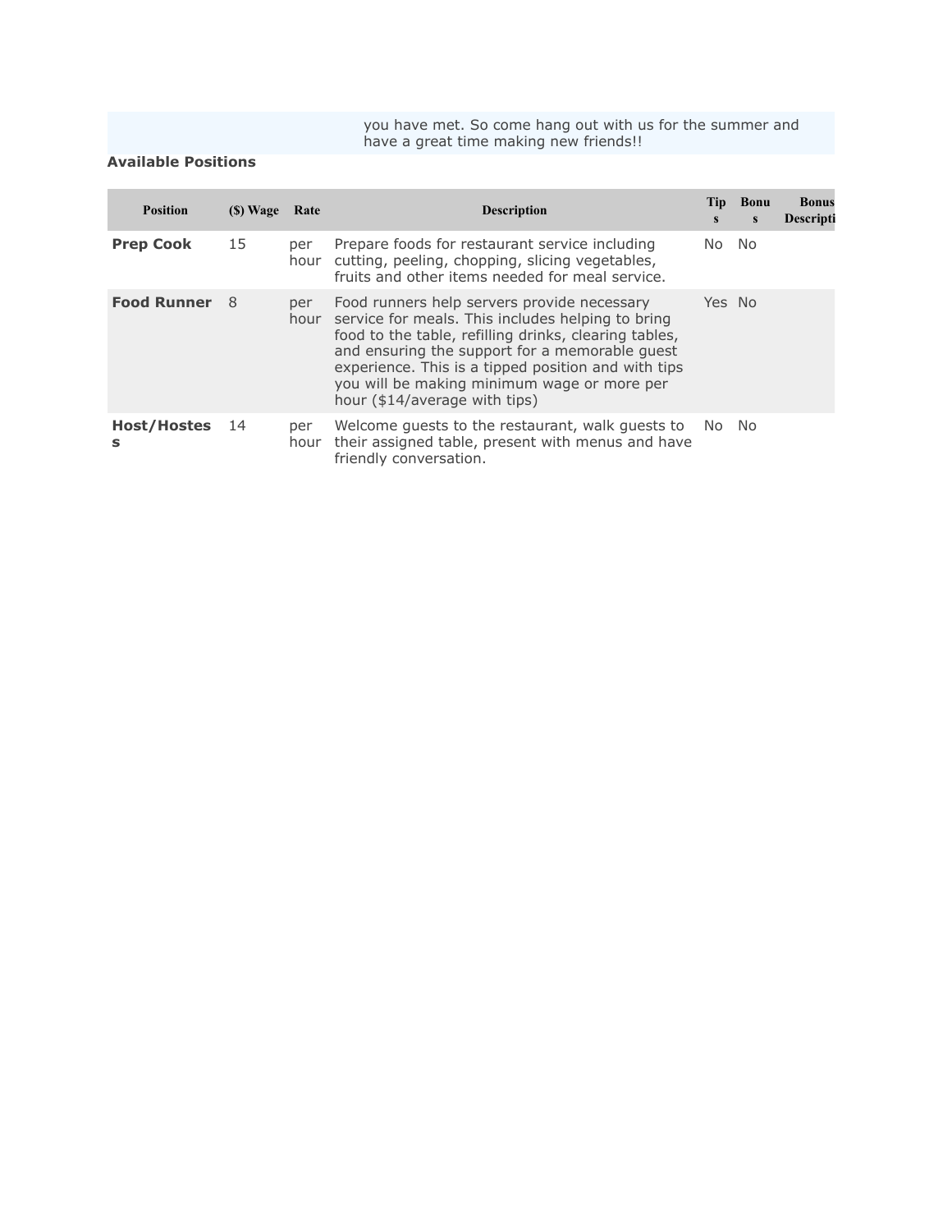you have met. So come hang out with us for the summer and have a great time making new friends!!

**Available Positions**

| Position | ($) Wage | Rate | Description | Tips | Bonus | Bonus Descripti |
|---|---|---|---|---|---|---|
| **Prep Cook** | 15 | per hour | Prepare foods for restaurant service including cutting, peeling, chopping, slicing vegetables, fruits and other items needed for meal service. | No | No | |
| **Food Runner** | 8 | per hour | Food runners help servers provide necessary service for meals. This includes helping to bring food to the table, refilling drinks, clearing tables, and ensuring the support for a memorable guest experience. This is a tipped position and with tips you will be making minimum wage or more per hour ($14/average with tips) | Yes | No | |
| **Host/Hostess** | 14 | per hour | Welcome guests to the restaurant, walk guests to their assigned table, present with menus and have friendly conversation. | No | No | |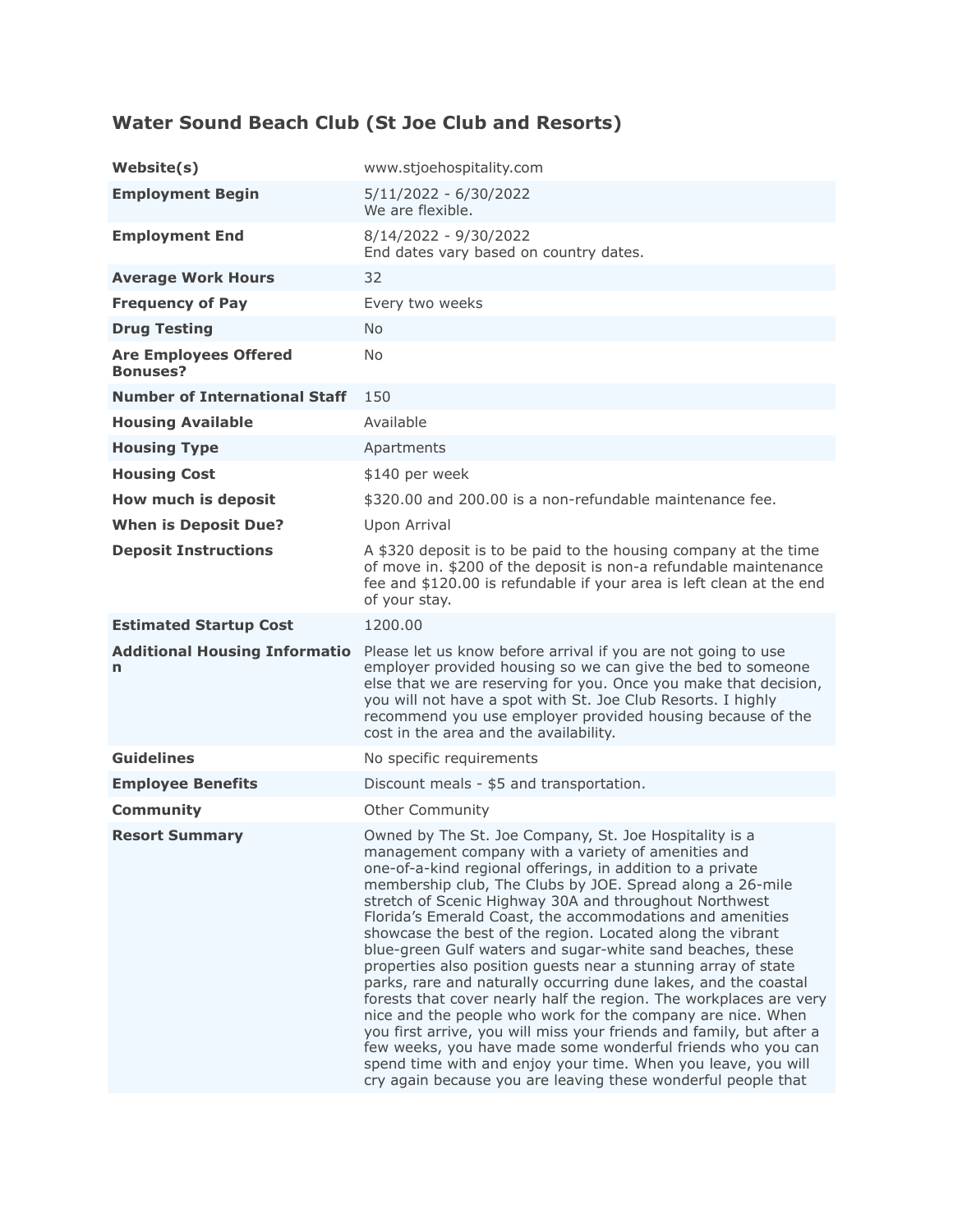## Water Sound Beach Club (St Joe Club and Resorts)

| | |
|---|---|
| **Website(s)** | www.stjoehospitality.com |
| **Employment Begin** | 5/11/2022 - 6/30/2022<br>We are flexible. |
| **Employment End** | 8/14/2022 - 9/30/2022<br>End dates vary based on country dates. |
| **Average Work Hours** | 32 |
| **Frequency of Pay** | Every two weeks |
| **Drug Testing** | No |
| **Are Employees Offered Bonuses?** | No |
| **Number of International Staff** | 150 |
| **Housing Available** | Available |
| **Housing Type** | Apartments |
| **Housing Cost** | $140 per week |
| **How much is deposit** | $320.00 and 200.00 is a non-refundable maintenance fee. |
| **When is Deposit Due?** | Upon Arrival |
| **Deposit Instructions** | A $320 deposit is to be paid to the housing company at the time of move in. $200 of the deposit is non-a refundable maintenance fee and $120.00 is refundable if your area is left clean at the end of your stay. |
| **Estimated Startup Cost** | 1200.00 |
| **Additional Housing Information** | Please let us know before arrival if you are not going to use employer provided housing so we can give the bed to someone else that we are reserving for you. Once you make that decision, you will not have a spot with St. Joe Club Resorts. I highly recommend you use employer provided housing because of the cost in the area and the availability. |
| **Guidelines** | No specific requirements |
| **Employee Benefits** | Discount meals - $5 and transportation. |
| **Community** | Other Community |
| **Resort Summary** | Owned by The St. Joe Company, St. Joe Hospitality is a management company with a variety of amenities and one-of-a-kind regional offerings, in addition to a private membership club, The Clubs by JOE. Spread along a 26-mile stretch of Scenic Highway 30A and throughout Northwest Florida's Emerald Coast, the accommodations and amenities showcase the best of the region. Located along the vibrant blue-green Gulf waters and sugar-white sand beaches, these properties also position guests near a stunning array of state parks, rare and naturally occurring dune lakes, and the coastal forests that cover nearly half the region. The workplaces are very nice and the people who work for the company are nice. When you first arrive, you will miss your friends and family, but after a few weeks, you have made some wonderful friends who you can spend time with and enjoy your time. When you leave, you will cry again because you are leaving these wonderful people that |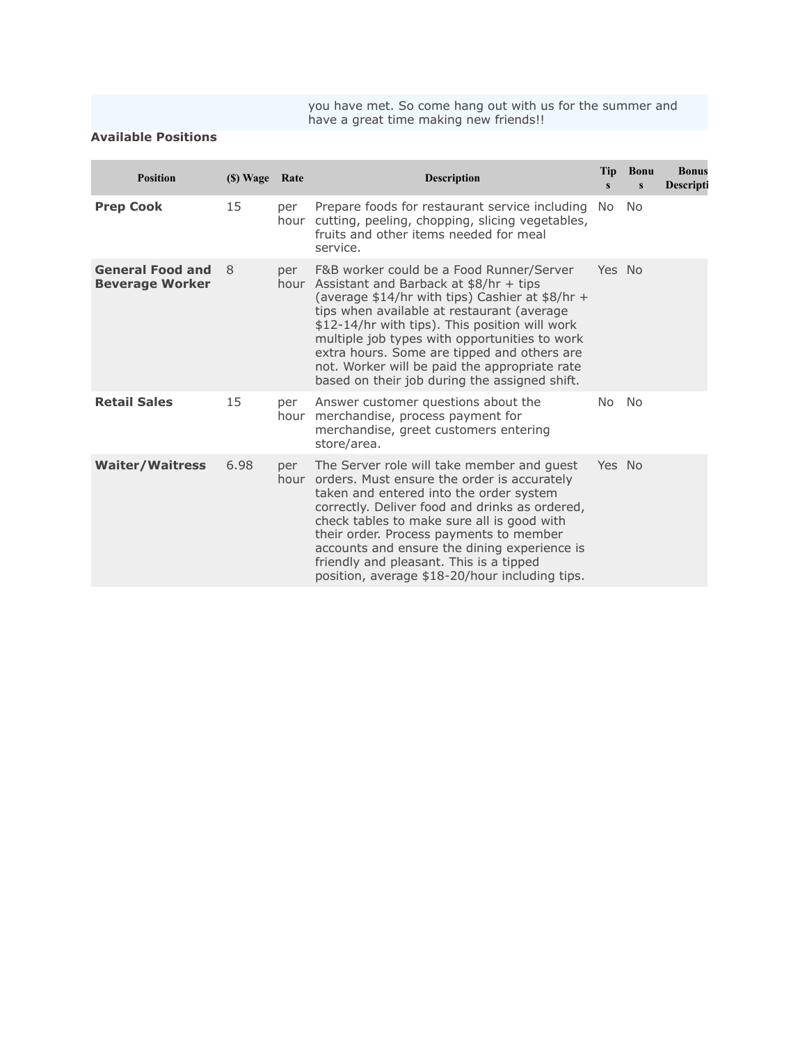you have met. So come hang out with us for the summer and have a great time making new friends!!

**Available Positions**

| Position | ($) Wage | Rate | Description | Tips | Bonus | Bonus Descripti |
|---|---|---|---|---|---|---|
| **Prep Cook** | 15 | per hour | Prepare foods for restaurant service including cutting, peeling, chopping, slicing vegetables, fruits and other items needed for meal service. | No | No | |
| **General Food and Beverage Worker** | 8 | per hour | F&B worker could be a Food Runner/Server Assistant and Barback at $8/hr + tips (average $14/hr with tips) Cashier at $8/hr + tips when available at restaurant (average $12-14/hr with tips). This position will work multiple job types with opportunities to work extra hours. Some are tipped and others are not. Worker will be paid the appropriate rate based on their job during the assigned shift. | Yes | No | |
| **Retail Sales** | 15 | per hour | Answer customer questions about the merchandise, process payment for merchandise, greet customers entering store/area. | No | No | |
| **Waiter/Waitress** | 6.98 | per hour | The Server role will take member and guest orders. Must ensure the order is accurately taken and entered into the order system correctly. Deliver food and drinks as ordered, check tables to make sure all is good with their order. Process payments to member accounts and ensure the dining experience is friendly and pleasant. This is a tipped position, average $18-20/hour including tips. | Yes | No | |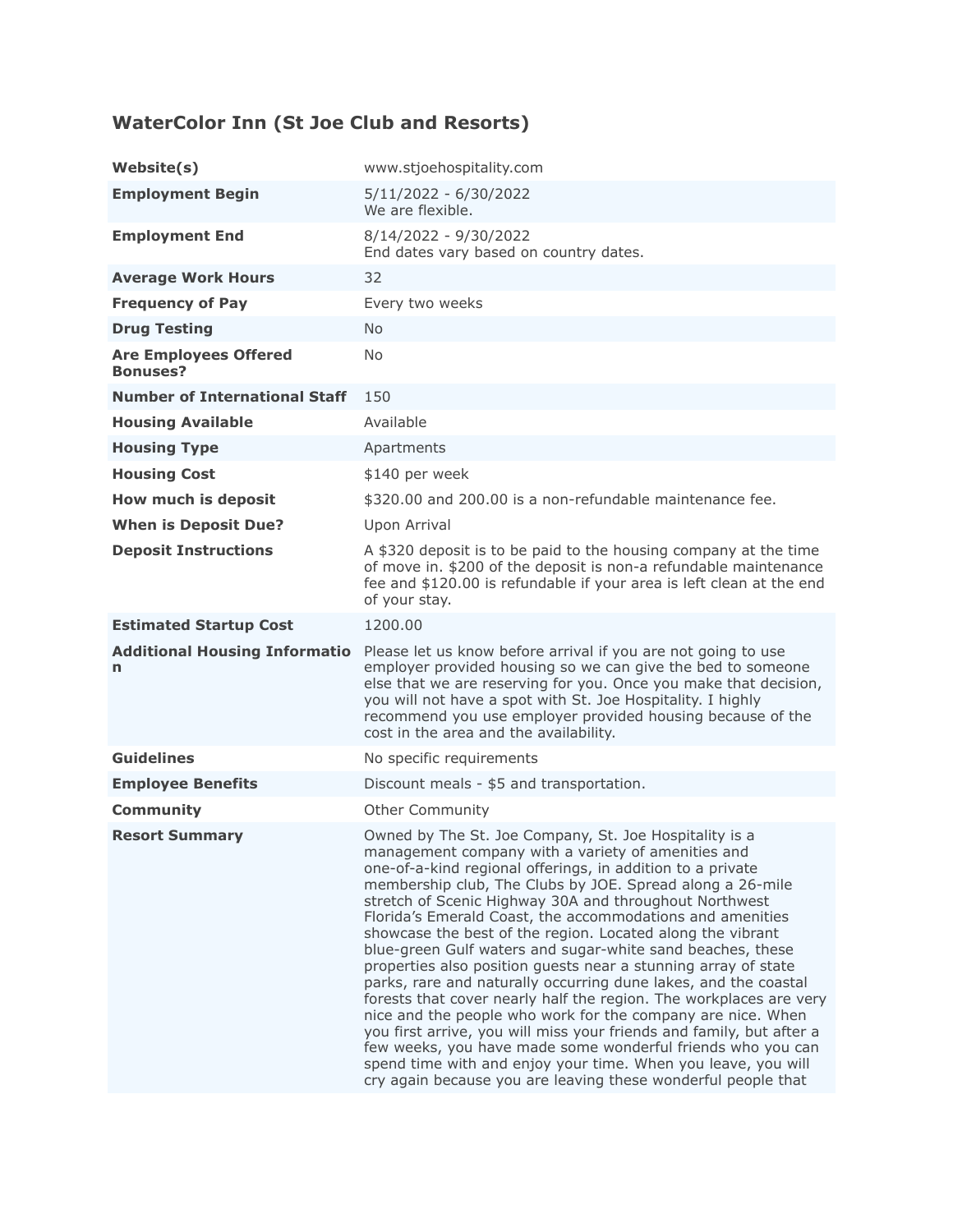## WaterColor Inn (St Joe Club and Resorts)

| | |
|---|---|
| **Website(s)** | www.stjoehospitality.com |
| **Employment Begin** | 5/11/2022 - 6/30/2022<br>We are flexible. |
| **Employment End** | 8/14/2022 - 9/30/2022<br>End dates vary based on country dates. |
| **Average Work Hours** | 32 |
| **Frequency of Pay** | Every two weeks |
| **Drug Testing** | No |
| **Are Employees Offered Bonuses?** | No |
| **Number of International Staff** | 150 |
| **Housing Available** | Available |
| **Housing Type** | Apartments |
| **Housing Cost** | $140 per week |
| **How much is deposit** | $320.00 and 200.00 is a non-refundable maintenance fee. |
| **When is Deposit Due?** | Upon Arrival |
| **Deposit Instructions** | A $320 deposit is to be paid to the housing company at the time of move in. $200 of the deposit is non-a refundable maintenance fee and $120.00 is refundable if your area is left clean at the end of your stay. |
| **Estimated Startup Cost** | 1200.00 |
| **Additional Housing Information** | Please let us know before arrival if you are not going to use employer provided housing so we can give the bed to someone else that we are reserving for you. Once you make that decision, you will not have a spot with St. Joe Hospitality. I highly recommend you use employer provided housing because of the cost in the area and the availability. |
| **Guidelines** | No specific requirements |
| **Employee Benefits** | Discount meals - $5 and transportation. |
| **Community** | Other Community |
| **Resort Summary** | Owned by The St. Joe Company, St. Joe Hospitality is a management company with a variety of amenities and one-of-a-kind regional offerings, in addition to a private membership club, The Clubs by JOE. Spread along a 26-mile stretch of Scenic Highway 30A and throughout Northwest Florida's Emerald Coast, the accommodations and amenities showcase the best of the region. Located along the vibrant blue-green Gulf waters and sugar-white sand beaches, these properties also position guests near a stunning array of state parks, rare and naturally occurring dune lakes, and the coastal forests that cover nearly half the region. The workplaces are very nice and the people who work for the company are nice. When you first arrive, you will miss your friends and family, but after a few weeks, you have made some wonderful friends who you can spend time with and enjoy your time. When you leave, you will cry again because you are leaving these wonderful people that |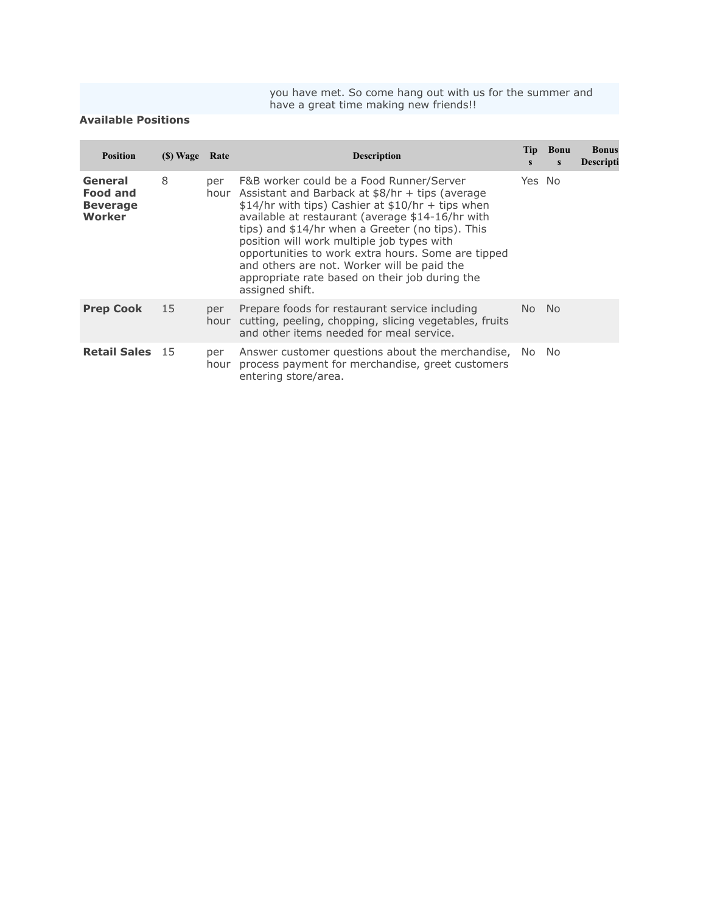you have met. So come hang out with us for the summer and have a great time making new friends!!

**Available Positions**

| Position | ($) Wage | Rate | Description | Tips | Bonus | Bonus Descripti |
|---|---|---|---|---|---|---|
| **General Food and Beverage Worker** | 8 | per hour | F&B worker could be a Food Runner/Server Assistant and Barback at $8/hr + tips (average $14/hr with tips) Cashier at $10/hr + tips when available at restaurant (average $14-16/hr with tips) and $14/hr when a Greeter (no tips). This position will work multiple job types with opportunities to work extra hours. Some are tipped and others are not. Worker will be paid the appropriate rate based on their job during the assigned shift. | Yes | No | |
| **Prep Cook** | 15 | per hour | Prepare foods for restaurant service including cutting, peeling, chopping, slicing vegetables, fruits and other items needed for meal service. | No | No | |
| **Retail Sales** | 15 | per hour | Answer customer questions about the merchandise, process payment for merchandise, greet customers entering store/area. | No | No | |